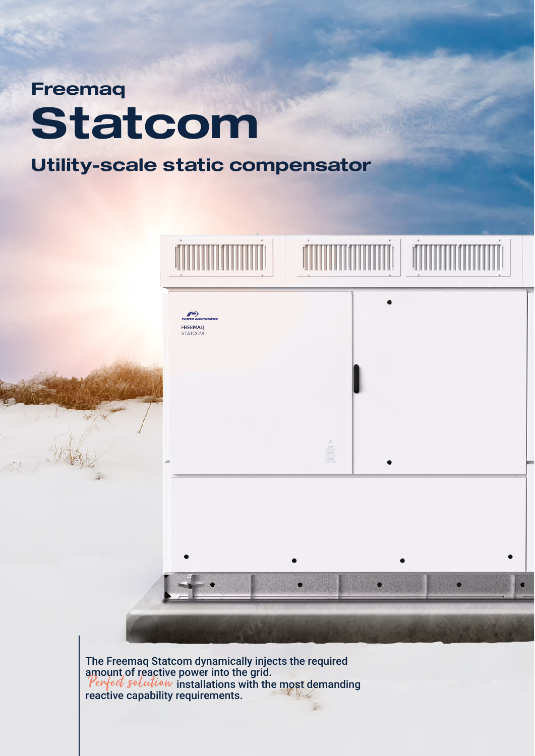## Freemaq

# Statcom

## Utility-scale static compensator

The Freemaq Statcom dynamically injects the required amount of reactive power into the grid.
*Perfect solution* installations with the most demanding reactive capability requirements.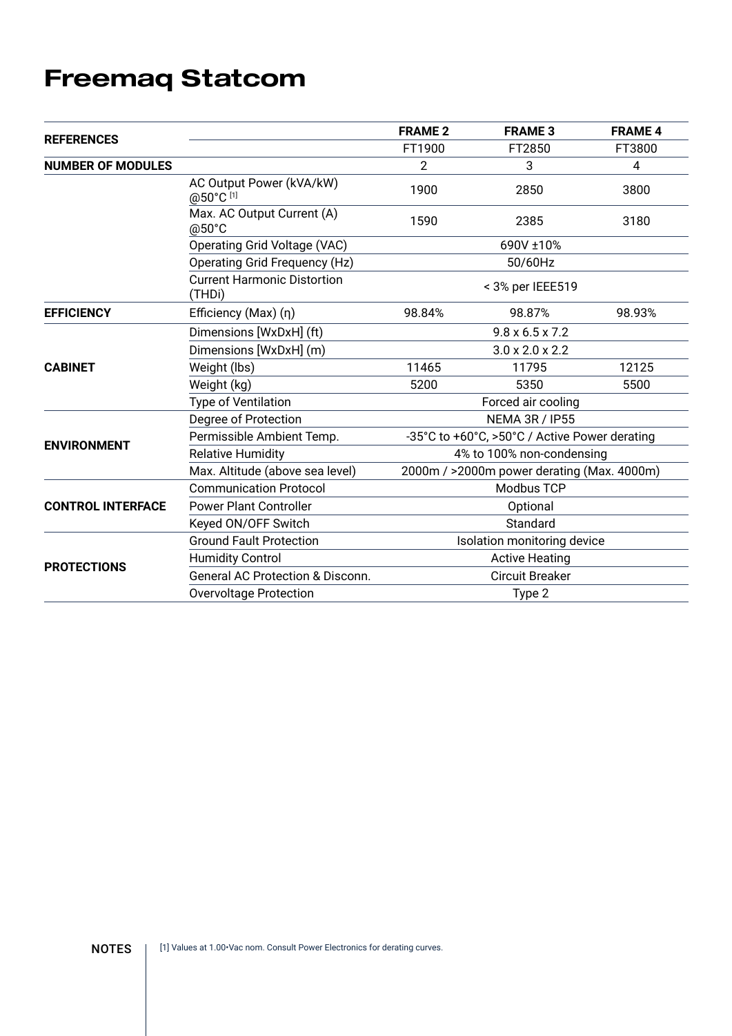# Freemaq Statcom

| REFERENCES | | FRAME 2 | FRAME 3 | FRAME 4 |
|---|---|---|---|---|
| | | FT1900 | FT2850 | FT3800 |
| **NUMBER OF MODULES** | | 2 | 3 | 4 |
| | AC Output Power (kVA/kW) @50°C [1] | 1900 | 2850 | 3800 |
| | Max. AC Output Current (A) @50°C | 1590 | 2385 | 3180 |
| | Operating Grid Voltage (VAC) | 690V ±10% | | |
| | Operating Grid Frequency (Hz) | 50/60Hz | | |
| | Current Harmonic Distortion (THDi) | < 3% per IEEE519 | | |
| **EFFICIENCY** | Efficiency (Max) (η) | 98.84% | 98.87% | 98.93% |
| **CABINET** | Dimensions [WxDxH] (ft) | 9.8 x 6.5 x 7.2 | | |
| | Dimensions [WxDxH] (m) | 3.0 x 2.0 x 2.2 | | |
| | Weight (lbs) | 11465 | 11795 | 12125 |
| | Weight (kg) | 5200 | 5350 | 5500 |
| | Type of Ventilation | Forced air cooling | | |
| **ENVIRONMENT** | Degree of Protection | NEMA 3R / IP55 | | |
| | Permissible Ambient Temp. | -35°C to +60°C, >50°C / Active Power derating | | |
| | Relative Humidity | 4% to 100% non-condensing | | |
| | Max. Altitude (above sea level) | 2000m / >2000m power derating (Max. 4000m) | | |
| **CONTROL INTERFACE** | Communication Protocol | Modbus TCP | | |
| | Power Plant Controller | Optional | | |
| | Keyed ON/OFF Switch | Standard | | |
| **PROTECTIONS** | Ground Fault Protection | Isolation monitoring device | | |
| | Humidity Control | Active Heating | | |
| | General AC Protection & Disconn. | Circuit Breaker | | |
| | Overvoltage Protection | Type 2 | | |

NOTES

[1] Values at 1.00•Vac nom. Consult Power Electronics for derating curves.